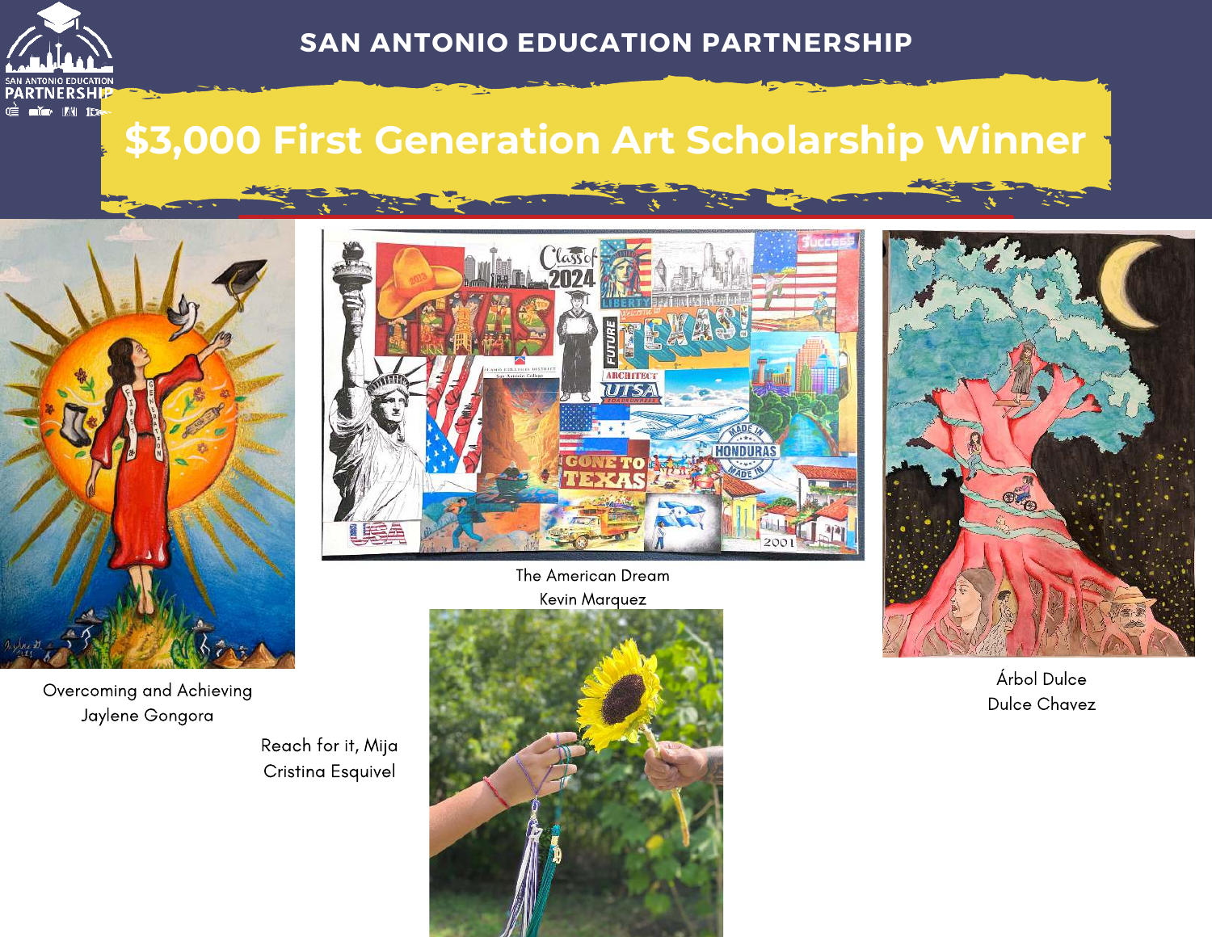# SAN ANTONIO EDUCATION PARTNERSHIP

## $3,000 First Generation Art Scholarship Winner

The American Dream
Kevin Marquez

Overcoming and Achieving
Jaylene Gongora

Reach for it, Mija
Cristina Esquivel

Árbol Dulce
Dulce Chavez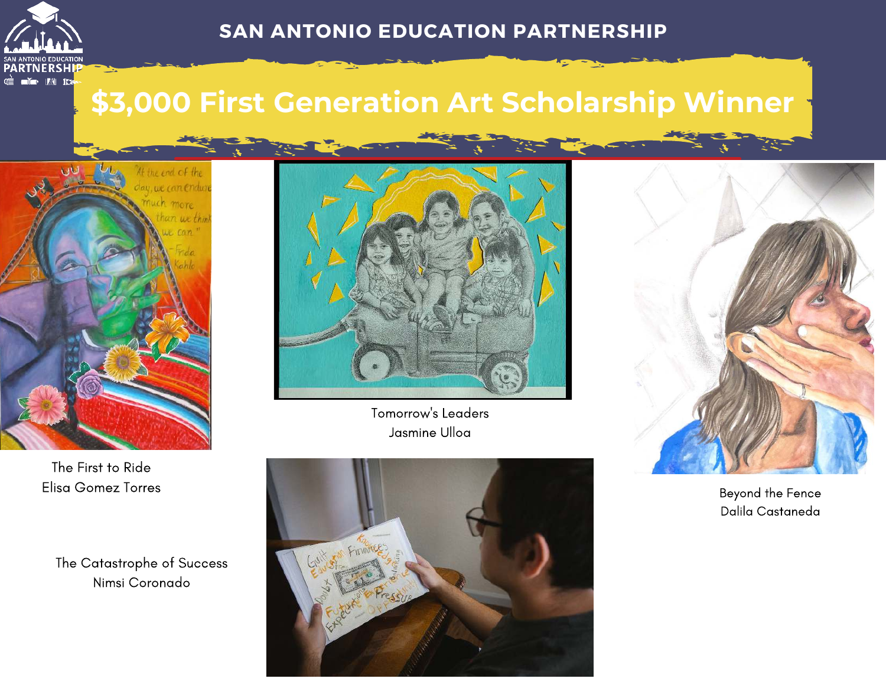# SAN ANTONIO EDUCATION PARTNERSHIP

## $3,000 First Generation Art Scholarship Winner

The First to Ride
Elisa Gomez Torres

Tomorrow's Leaders
Jasmine Ulloa

Beyond the Fence
Dalila Castaneda

The Catastrophe of Success
Nimsi Coronado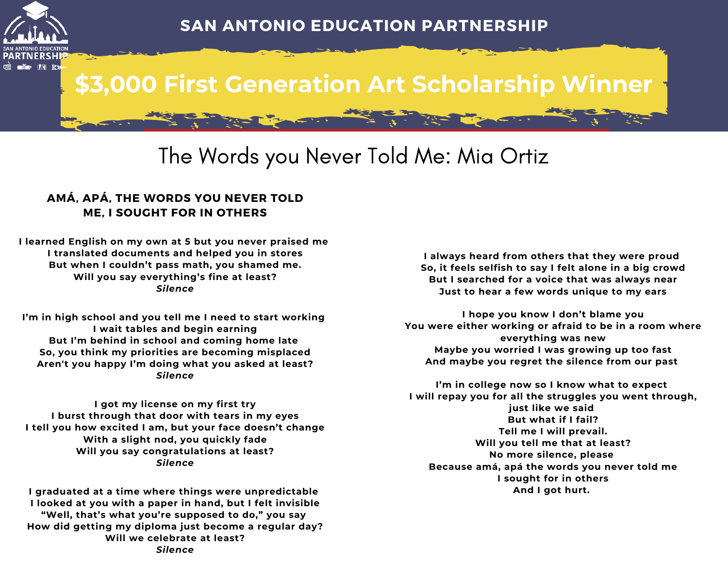# SAN ANTONIO EDUCATION PARTNERSHIP

## $3,000 First Generation Art Scholarship Winner

## The Words you Never Told Me: Mia Ortiz

### AMÁ, APÁ, THE WORDS YOU NEVER TOLD ME, I SOUGHT FOR IN OTHERS

I learned English on my own at 5 but you never praised me
I translated documents and helped you in stores
But when I couldn't pass math, you shamed me.
Will you say everything's fine at least?
*Silence*

I'm in high school and you tell me I need to start working
I wait tables and begin earning
But I'm behind in school and coming home late
So, you think my priorities are becoming misplaced
Aren't you happy I'm doing what you asked at least?
*Silence*

I got my license on my first try
I burst through that door with tears in my eyes
I tell you how excited I am, but your face doesn't change
With a slight nod, you quickly fade
Will you say congratulations at least?
*Silence*

I graduated at a time where things were unpredictable
I looked at you with a paper in hand, but I felt invisible
"Well, that's what you're supposed to do," you say
How did getting my diploma just become a regular day?
Will we celebrate at least?
*Silence*

I always heard from others that they were proud
So, it feels selfish to say I felt alone in a big crowd
But I searched for a voice that was always near
Just to hear a few words unique to my ears

I hope you know I don't blame you
You were either working or afraid to be in a room where everything was new
Maybe you worried I was growing up too fast
And maybe you regret the silence from our past

I'm in college now so I know what to expect
I will repay you for all the struggles you went through, just like we said
But what if I fail?
Tell me I will prevail.
Will you tell me that at least?
No more silence, please
Because amá, apá the words you never told me
I sought for in others
And I got hurt.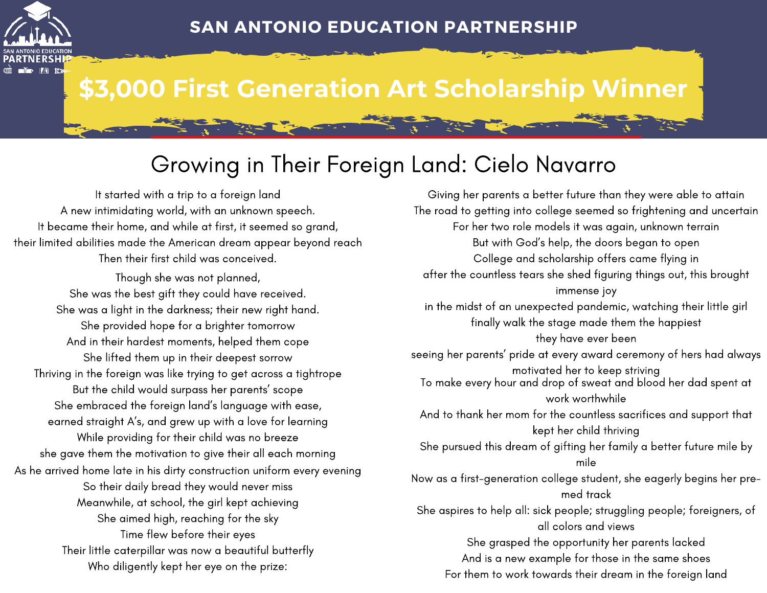# SAN ANTONIO EDUCATION PARTNERSHIP

## $3,000 First Generation Art Scholarship Winner

### Growing in Their Foreign Land: Cielo Navarro

It started with a trip to a foreign land
A new intimidating world, with an unknown speech.
It became their home, and while at first, it seemed so grand,
their limited abilities made the American dream appear beyond reach
Then their first child was conceived.

Though she was not planned,
She was the best gift they could have received.
She was a light in the darkness; their new right hand.
She provided hope for a brighter tomorrow
And in their hardest moments, helped them cope
She lifted them up in their deepest sorrow
Thriving in the foreign was like trying to get across a tightrope
But the child would surpass her parents' scope
She embraced the foreign land's language with ease,
earned straight A's, and grew up with a love for learning
While providing for their child was no breeze
she gave them the motivation to give their all each morning
As he arrived home late in his dirty construction uniform every evening
So their daily bread they would never miss
Meanwhile, at school, the girl kept achieving
She aimed high, reaching for the sky
Time flew before their eyes
Their little caterpillar was now a beautiful butterfly
Who diligently kept her eye on the prize:

Giving her parents a better future than they were able to attain
The road to getting into college seemed so frightening and uncertain
For her two role models it was again, unknown terrain
But with God's help, the doors began to open
College and scholarship offers came flying in
after the countless tears she shed figuring things out, this brought immense joy
in the midst of an unexpected pandemic, watching their little girl finally walk the stage made them the happiest they have ever been
seeing her parents' pride at every award ceremony of hers had always motivated her to keep striving
To make every hour and drop of sweat and blood her dad spent at work worthwhile
And to thank her mom for the countless sacrifices and support that kept her child thriving
She pursued this dream of gifting her family a better future mile by mile
Now as a first-generation college student, she eagerly begins her pre-med track
She aspires to help all: sick people; struggling people; foreigners, of all colors and views
She grasped the opportunity her parents lacked
And is a new example for those in the same shoes
For them to work towards their dream in the foreign land